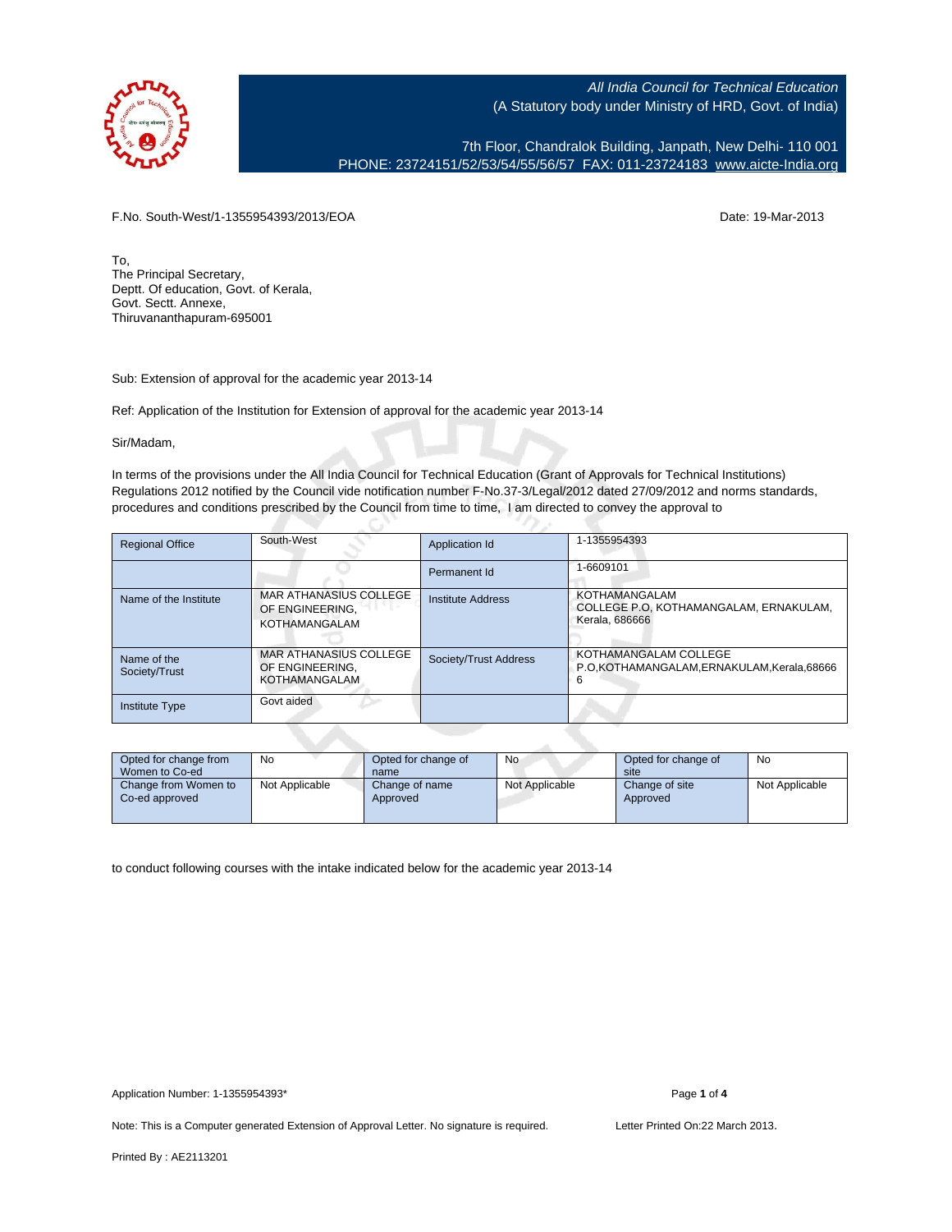*All India Council for Technical Education*
(A Statutory body under Ministry of HRD, Govt. of India)

7th Floor, Chandralok Building, Janpath, New Delhi- 110 001
PHONE: 23724151/52/53/54/55/56/57 FAX: 011-23724183 www.aicte-India.org

F.No. South-West/1-1355954393/2013/EOA

Date: 19-Mar-2013

To,
The Principal Secretary,
Deptt. Of education, Govt. of Kerala,
Govt. Sectt. Annexe,
Thiruvananthapuram-695001

Sub: Extension of approval for the academic year 2013-14

Ref: Application of the Institution for Extension of approval for the academic year 2013-14

Sir/Madam,

In terms of the provisions under the All India Council for Technical Education (Grant of Approvals for Technical Institutions) Regulations 2012 notified by the Council vide notification number F-No.37-3/Legal/2012 dated 27/09/2012 and norms standards, procedures and conditions prescribed by the Council from time to time, I am directed to convey the approval to

| Regional Office | South-West | Application Id | 1-1355954393 |
|---|---|---|---|
| | | Permanent Id | 1-6609101 |
| Name of the Institute | MAR ATHANASIUS COLLEGE OF ENGINEERING, KOTHAMANGALAM | Institute Address | KOTHAMANGALAM COLLEGE P.O, KOTHAMANGALAM, ERNAKULAM, Kerala, 686666 |
| Name of the Society/Trust | MAR ATHANASIUS COLLEGE OF ENGINEERING, KOTHAMANGALAM | Society/Trust Address | KOTHAMANGALAM COLLEGE P.O,KOTHAMANGALAM,ERNAKULAM,Kerala,686666 |
| Institute Type | Govt aided | | |

| Opted for change from Women to Co-ed | No | Opted for change of name | No | Opted for change of site | No |
|---|---|---|---|---|---|
| Change from Women to Co-ed approved | Not Applicable | Change of name Approved | Not Applicable | Change of site Approved | Not Applicable |

to conduct following courses with the intake indicated below for the academic year 2013-14

Application Number: 1-1355954393*

Note: This is a Computer generated Extension of Approval Letter. No signature is required.

Letter Printed On:22 March 2013.

Printed By : AE2113201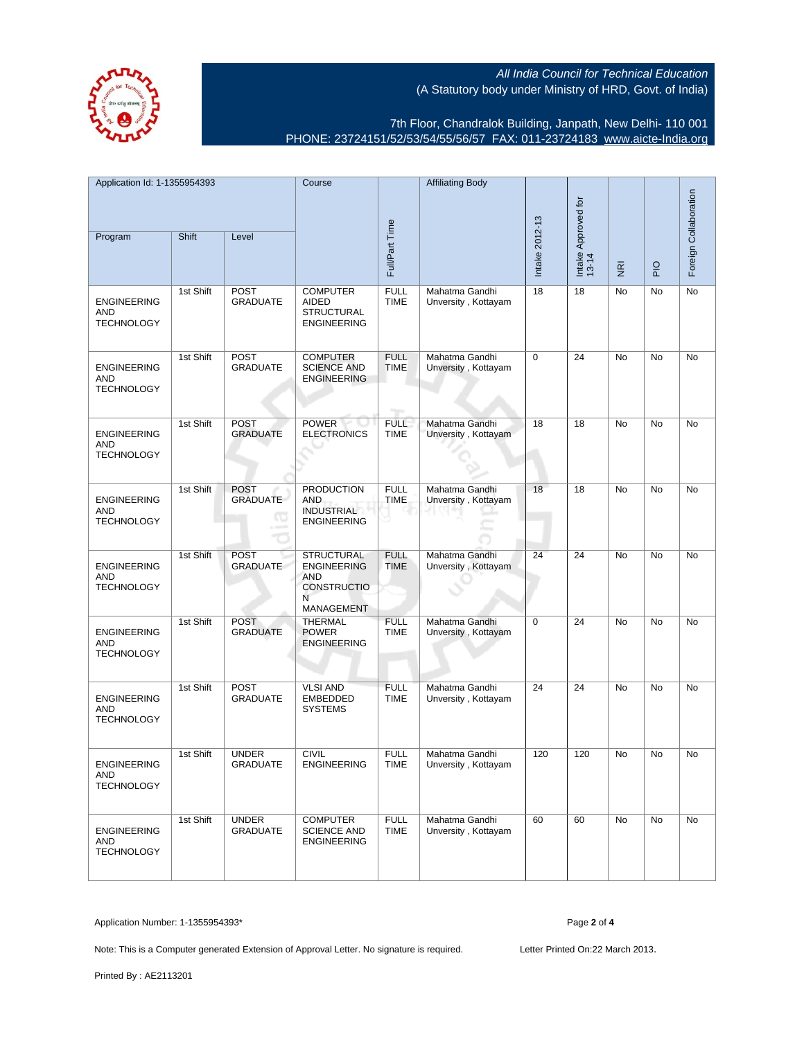All India Council for Technical Education
(A Statutory body under Ministry of HRD, Govt. of India)

7th Floor, Chandralok Building, Janpath, New Delhi- 110 001
PHONE: 23724151/52/53/54/55/56/57 FAX: 011-23724183 www.aicte-India.org

| Application Id: 1-1355954393 | | | Course | Full/Part Time | Affiliating Body | Intake 2012-13 | Intake Approved for 13-14 | NRI | PIO | Foreign Collaboration |
|---|---|---|---|---|---|---|---|---|---|---|
| Program | Shift | Level | | | | | | | | |
| ENGINEERING AND TECHNOLOGY | 1st Shift | POST GRADUATE | COMPUTER AIDED STRUCTURAL ENGINEERING | FULL TIME | Mahatma Gandhi Unversity , Kottayam | 18 | 18 | No | No | No |
| ENGINEERING AND TECHNOLOGY | 1st Shift | POST GRADUATE | COMPUTER SCIENCE AND ENGINEERING | FULL TIME | Mahatma Gandhi Unversity , Kottayam | 0 | 24 | No | No | No |
| ENGINEERING AND TECHNOLOGY | 1st Shift | POST GRADUATE | POWER ELECTRONICS | FULL TIME | Mahatma Gandhi Unversity , Kottayam | 18 | 18 | No | No | No |
| ENGINEERING AND TECHNOLOGY | 1st Shift | POST GRADUATE | PRODUCTION AND INDUSTRIAL ENGINEERING | FULL TIME | Mahatma Gandhi Unversity , Kottayam | 18 | 18 | No | No | No |
| ENGINEERING AND TECHNOLOGY | 1st Shift | POST GRADUATE | STRUCTURAL ENGINEERING AND CONSTRUCTION MANAGEMENT | FULL TIME | Mahatma Gandhi Unversity , Kottayam | 24 | 24 | No | No | No |
| ENGINEERING AND TECHNOLOGY | 1st Shift | POST GRADUATE | THERMAL POWER ENGINEERING | FULL TIME | Mahatma Gandhi Unversity , Kottayam | 0 | 24 | No | No | No |
| ENGINEERING AND TECHNOLOGY | 1st Shift | POST GRADUATE | VLSI AND EMBEDDED SYSTEMS | FULL TIME | Mahatma Gandhi Unversity , Kottayam | 24 | 24 | No | No | No |
| ENGINEERING AND TECHNOLOGY | 1st Shift | UNDER GRADUATE | CIVIL ENGINEERING | FULL TIME | Mahatma Gandhi Unversity , Kottayam | 120 | 120 | No | No | No |
| ENGINEERING AND TECHNOLOGY | 1st Shift | UNDER GRADUATE | COMPUTER SCIENCE AND ENGINEERING | FULL TIME | Mahatma Gandhi Unversity , Kottayam | 60 | 60 | No | No | No |

Application Number: 1-1355954393*

Note: This is a Computer generated Extension of Approval Letter. No signature is required.

Letter Printed On:22 March 2013.

Printed By : AE2113201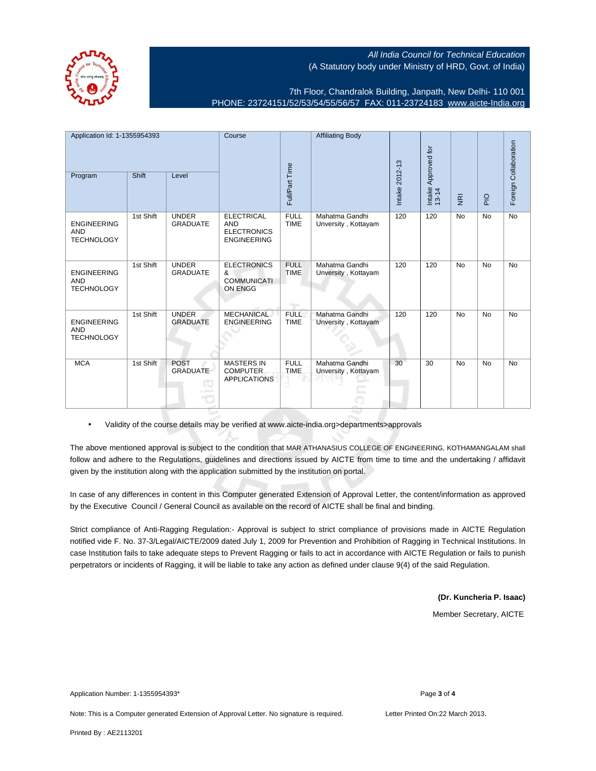All India Council for Technical Education
(A Statutory body under Ministry of HRD, Govt. of India)

7th Floor, Chandralok Building, Janpath, New Delhi- 110 001
PHONE: 23724151/52/53/54/55/56/57 FAX: 011-23724183 www.aicte-India.org

| Application Id: 1-1355954393 | | | Course | Full/Part Time | Affiliating Body | Intake 2012-13 | Intake Approved for 13-14 | NRI | PIO | Foreign Collaboration |
|---|---|---|---|---|---|---|---|---|---|---|
| Program | Shift | Level | | | | | | | | |
| ENGINEERING AND TECHNOLOGY | 1st Shift | UNDER GRADUATE | ELECTRICAL AND ELECTRONICS ENGINEERING | FULL TIME | Mahatma Gandhi Unversity , Kottayam | 120 | 120 | No | No | No |
| ENGINEERING AND TECHNOLOGY | 1st Shift | UNDER GRADUATE | ELECTRONICS & COMMUNICATION ENGG | FULL TIME | Mahatma Gandhi Unversity , Kottayam | 120 | 120 | No | No | No |
| ENGINEERING AND TECHNOLOGY | 1st Shift | UNDER GRADUATE | MECHANICAL ENGINEERING | FULL TIME | Mahatma Gandhi Unversity , Kottayam | 120 | 120 | No | No | No |
| MCA | 1st Shift | POST GRADUATE | MASTERS IN COMPUTER APPLICATIONS | FULL TIME | Mahatma Gandhi Unversity , Kottayam | 30 | 30 | No | No | No |

- Validity of the course details may be verified at www.aicte-india.org>departments>approvals

The above mentioned approval is subject to the condition that MAR ATHANASIUS COLLEGE OF ENGINEERING, KOTHAMANGALAM shall follow and adhere to the Regulations, guidelines and directions issued by AICTE from time to time and the undertaking / affidavit given by the institution along with the application submitted by the institution on portal.

In case of any differences in content in this Computer generated Extension of Approval Letter, the content/information as approved by the Executive Council / General Council as available on the record of AICTE shall be final and binding.

Strict compliance of Anti-Ragging Regulation:- Approval is subject to strict compliance of provisions made in AICTE Regulation notified vide F. No. 37-3/Legal/AICTE/2009 dated July 1, 2009 for Prevention and Prohibition of Ragging in Technical Institutions. In case Institution fails to take adequate steps to Prevent Ragging or fails to act in accordance with AICTE Regulation or fails to punish perpetrators or incidents of Ragging, it will be liable to take any action as defined under clause 9(4) of the said Regulation.

**(Dr. Kuncheria P. Isaac)**

Member Secretary, AICTE

Application Number: 1-1355954393*

Note: This is a Computer generated Extension of Approval Letter. No signature is required. Letter Printed On:22 March 2013.

Printed By : AE2113201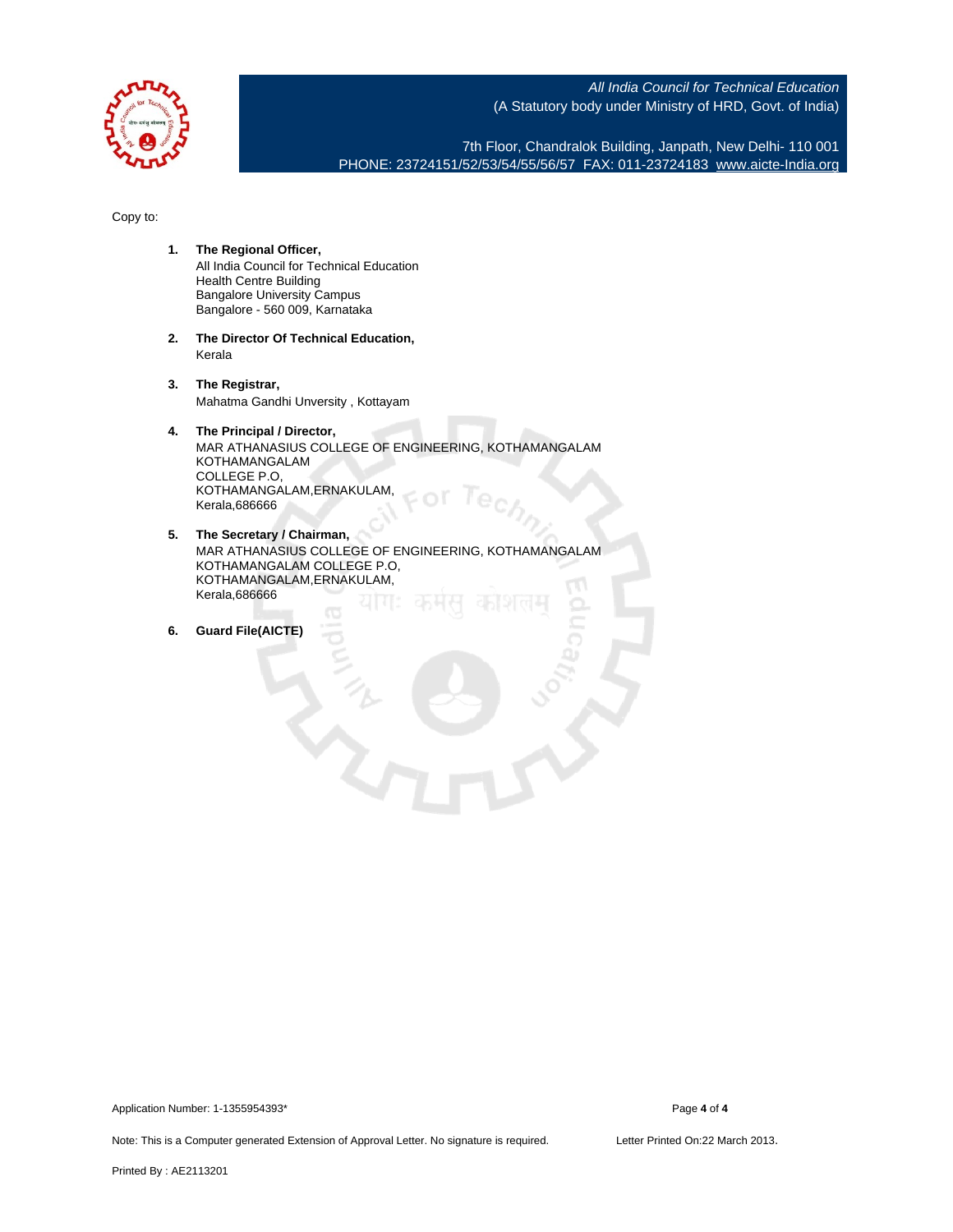*All India Council for Technical Education*
(A Statutory body under Ministry of HRD, Govt. of India)

7th Floor, Chandralok Building, Janpath, New Delhi- 110 001
PHONE: 23724151/52/53/54/55/56/57 FAX: 011-23724183 www.aicte-India.org

Copy to:

1. **The Regional Officer,**
   All India Council for Technical Education
   Health Centre Building
   Bangalore University Campus
   Bangalore - 560 009, Karnataka

2. **The Director Of Technical Education,**
   Kerala

3. **The Registrar,**
   Mahatma Gandhi Unversity , Kottayam

4. **The Principal / Director,**
   MAR ATHANASIUS COLLEGE OF ENGINEERING, KOTHAMANGALAM
   KOTHAMANGALAM
   COLLEGE P.O,
   KOTHAMANGALAM,ERNAKULAM,
   Kerala,686666

5. **The Secretary / Chairman,**
   MAR ATHANASIUS COLLEGE OF ENGINEERING, KOTHAMANGALAM
   KOTHAMANGALAM COLLEGE P.O,
   KOTHAMANGALAM,ERNAKULAM,
   Kerala,686666

6. **Guard File(AICTE)**

Application Number: 1-1355954393*

Note: This is a Computer generated Extension of Approval Letter. No signature is required.

Letter Printed On:22 March 2013.

Printed By : AE2113201